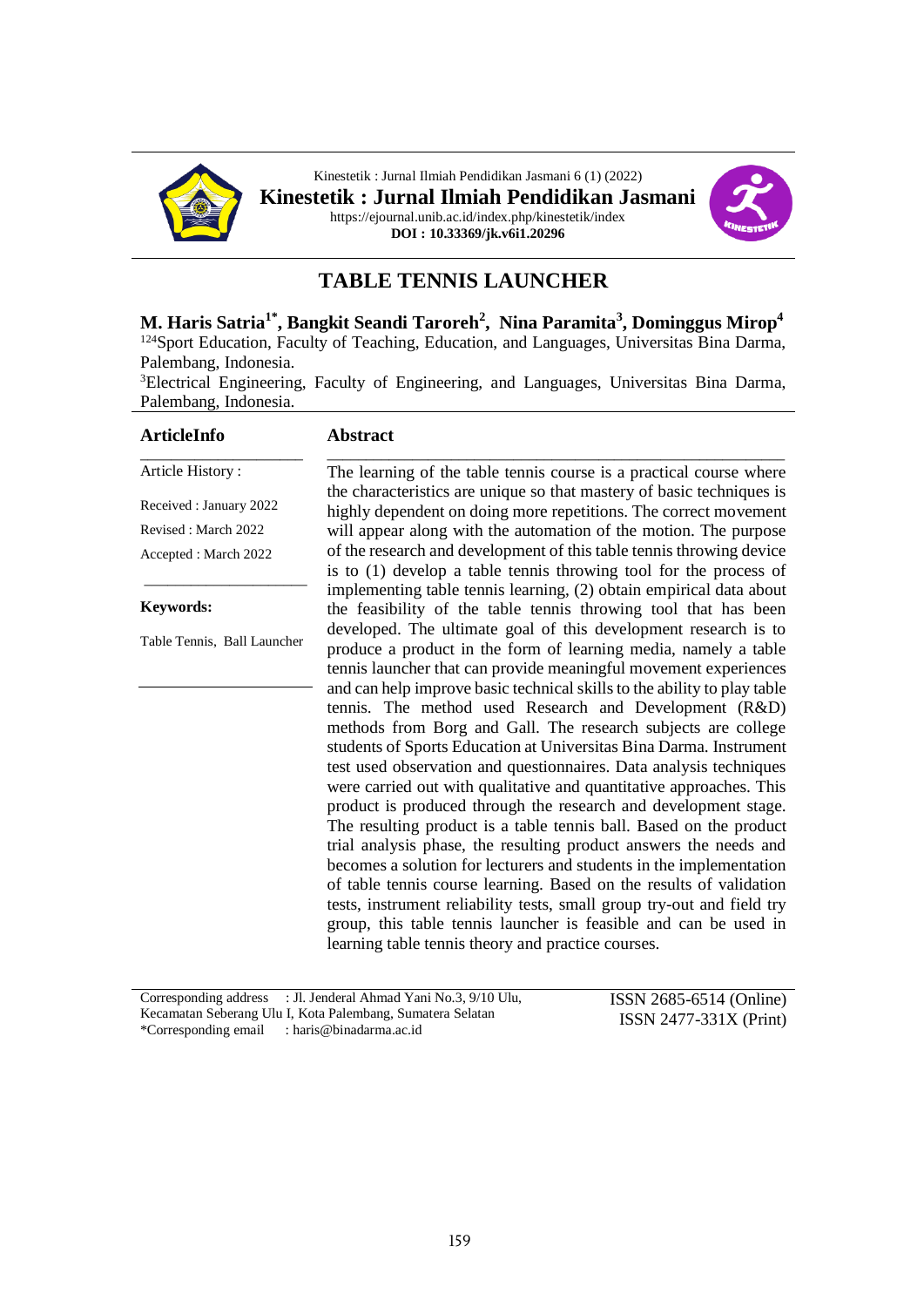Kinestetik : Jurnal Ilmiah Pendidikan Jasmani 6 (1) (2022)

**Kinestetik : Jurnal Ilmiah Pendidikan Jasmani**

https://ejournal.unib.ac.id/index.php/kinestetik/index

**DOI : 10.33369/jk.v6i1.20296**

# TABLE TENNIS LAUNCHER

**M. Haris Satria[1*], Bangkit Seandi Taroreh[2], Nina Paramita[3], Dominggus Mirop[4]**

[124]Sport Education, Faculty of Teaching, Education, and Languages, Universitas Bina Darma, Palembang, Indonesia.

[3]Electrical Engineering, Faculty of Engineering, and Languages, Universitas Bina Darma, Palembang, Indonesia.

**ArticleInfo**

Article History :

Received : January 2022

Revised : March 2022

Accepted : March 2022

**Keywords:**

Table Tennis, Ball Launcher

**Abstract**

The learning of the table tennis course is a practical course where the characteristics are unique so that mastery of basic techniques is highly dependent on doing more repetitions. The correct movement will appear along with the automation of the motion. The purpose of the research and development of this table tennis throwing device is to (1) develop a table tennis throwing tool for the process of implementing table tennis learning, (2) obtain empirical data about the feasibility of the table tennis throwing tool that has been developed. The ultimate goal of this development research is to produce a product in the form of learning media, namely a table tennis launcher that can provide meaningful movement experiences and can help improve basic technical skills to the ability to play table tennis. The method used Research and Development (R&D) methods from Borg and Gall. The research subjects are college students of Sports Education at Universitas Bina Darma. Instrument test used observation and questionnaires. Data analysis techniques were carried out with qualitative and quantitative approaches. This product is produced through the research and development stage. The resulting product is a table tennis ball. Based on the product trial analysis phase, the resulting product answers the needs and becomes a solution for lecturers and students in the implementation of table tennis course learning. Based on the results of validation tests, instrument reliability tests, small group try-out and field try group, this table tennis launcher is feasible and can be used in learning table tennis theory and practice courses.

Corresponding address : Jl. Jenderal Ahmad Yani No.3, 9/10 Ulu, Kecamatan Seberang Ulu I, Kota Palembang, Sumatera Selatan
*Corresponding email : haris@binadarma.ac.id

ISSN 2685-6514 (Online)
ISSN 2477-331X (Print)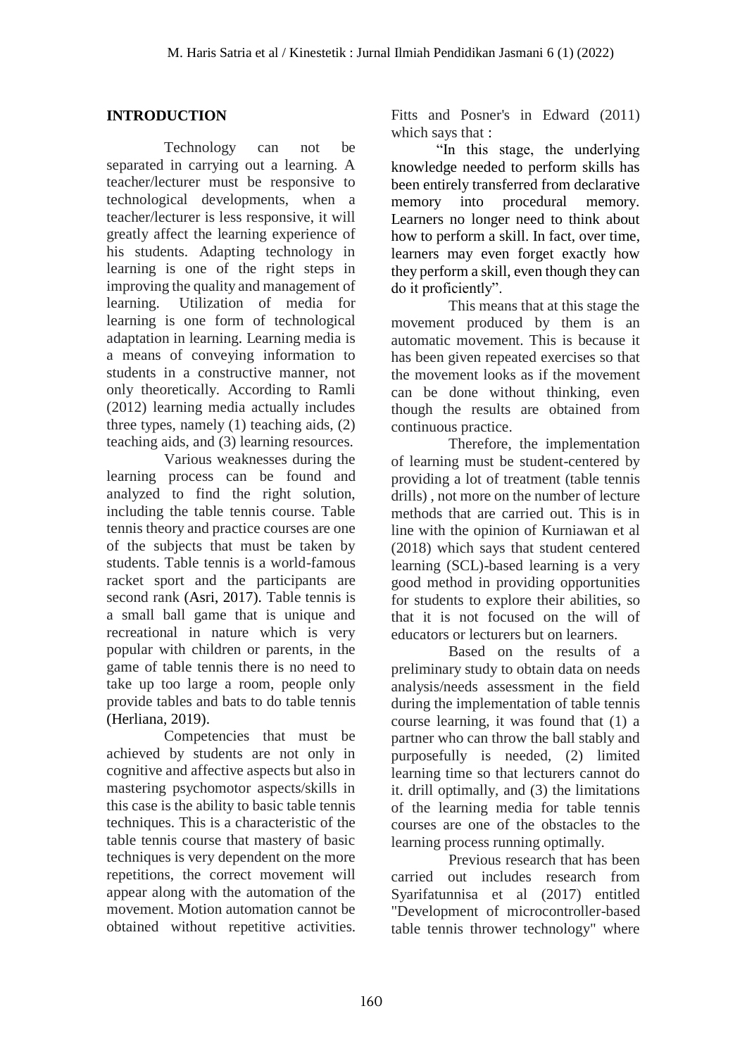## INTRODUCTION

Technology can not be separated in carrying out a learning. A teacher/lecturer must be responsive to technological developments, when a teacher/lecturer is less responsive, it will greatly affect the learning experience of his students. Adapting technology in learning is one of the right steps in improving the quality and management of learning. Utilization of media for learning is one form of technological adaptation in learning. Learning media is a means of conveying information to students in a constructive manner, not only theoretically. According to Ramli (2012) learning media actually includes three types, namely (1) teaching aids, (2) teaching aids, and (3) learning resources.

Various weaknesses during the learning process can be found and analyzed to find the right solution, including the table tennis course. Table tennis theory and practice courses are one of the subjects that must be taken by students. Table tennis is a world-famous racket sport and the participants are second rank (Asri, 2017). Table tennis is a small ball game that is unique and recreational in nature which is very popular with children or parents, in the game of table tennis there is no need to take up too large a room, people only provide tables and bats to do table tennis (Herliana, 2019).

Competencies that must be achieved by students are not only in cognitive and affective aspects but also in mastering psychomotor aspects/skills in this case is the ability to basic table tennis techniques. This is a characteristic of the table tennis course that mastery of basic techniques is very dependent on the more repetitions, the correct movement will appear along with the automation of the movement. Motion automation cannot be obtained without repetitive activities. Fitts and Posner's in Edward (2011) which says that :

"In this stage, the underlying knowledge needed to perform skills has been entirely transferred from declarative memory into procedural memory. Learners no longer need to think about how to perform a skill. In fact, over time, learners may even forget exactly how they perform a skill, even though they can do it proficiently".

This means that at this stage the movement produced by them is an automatic movement. This is because it has been given repeated exercises so that the movement looks as if the movement can be done without thinking, even though the results are obtained from continuous practice.

Therefore, the implementation of learning must be student-centered by providing a lot of treatment (table tennis drills) , not more on the number of lecture methods that are carried out. This is in line with the opinion of Kurniawan et al (2018) which says that student centered learning (SCL)-based learning is a very good method in providing opportunities for students to explore their abilities, so that it is not focused on the will of educators or lecturers but on learners.

Based on the results of a preliminary study to obtain data on needs analysis/needs assessment in the field during the implementation of table tennis course learning, it was found that (1) a partner who can throw the ball stably and purposefully is needed, (2) limited learning time so that lecturers cannot do it. drill optimally, and (3) the limitations of the learning media for table tennis courses are one of the obstacles to the learning process running optimally.

Previous research that has been carried out includes research from Syarifatunnisa et al (2017) entitled "Development of microcontroller-based table tennis thrower technology" where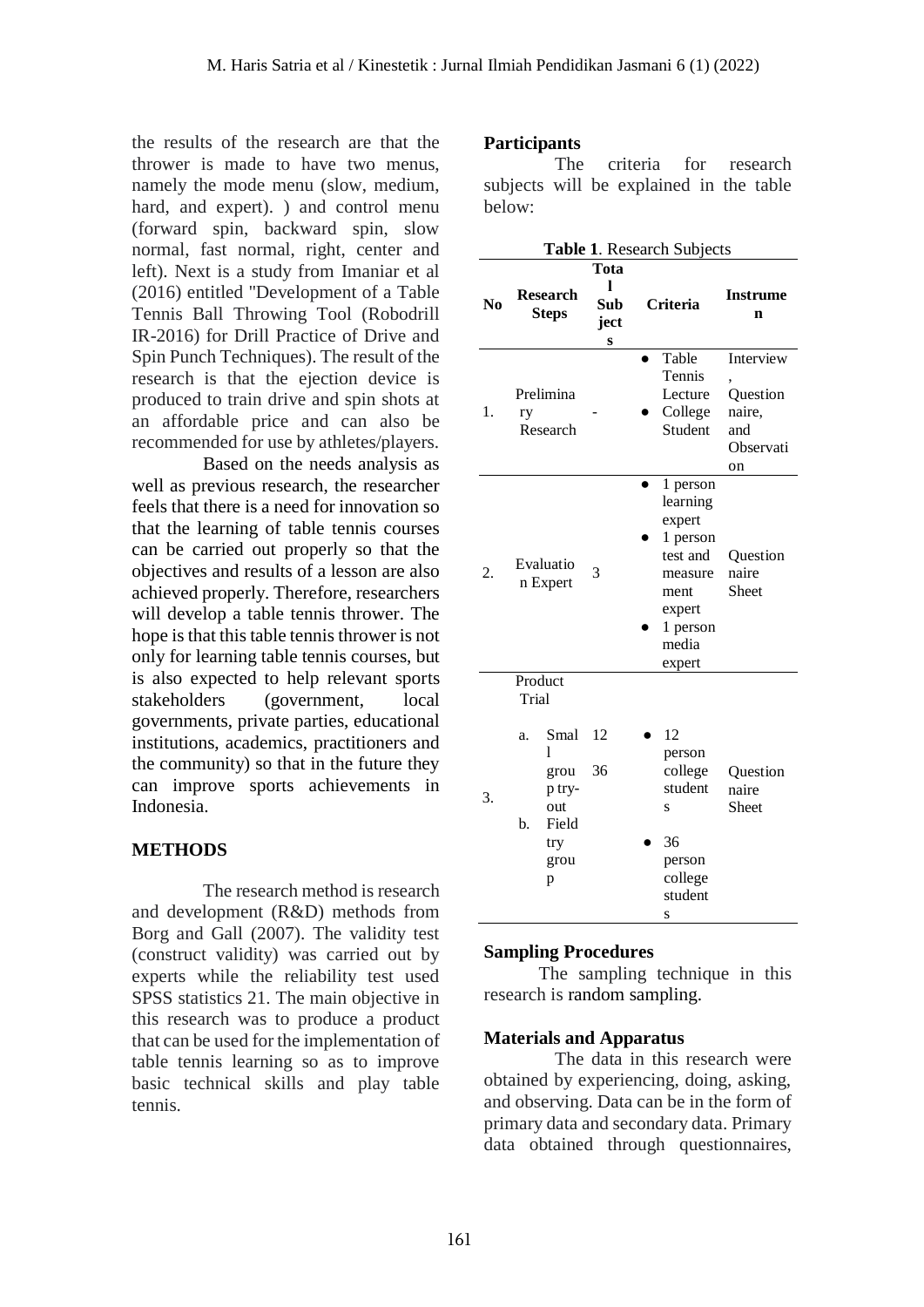the results of the research are that the thrower is made to have two menus, namely the mode menu (slow, medium, hard, and expert). ) and control menu (forward spin, backward spin, slow normal, fast normal, right, center and left). Next is a study from Imaniar et al (2016) entitled "Development of a Table Tennis Ball Throwing Tool (Robodrill IR-2016) for Drill Practice of Drive and Spin Punch Techniques). The result of the research is that the ejection device is produced to train drive and spin shots at an affordable price and can also be recommended for use by athletes/players.

Based on the needs analysis as well as previous research, the researcher feels that there is a need for innovation so that the learning of table tennis courses can be carried out properly so that the objectives and results of a lesson are also achieved properly. Therefore, researchers will develop a table tennis thrower. The hope is that this table tennis thrower is not only for learning table tennis courses, but is also expected to help relevant sports stakeholders (government, local governments, private parties, educational institutions, academics, practitioners and the community) so that in the future they can improve sports achievements in Indonesia.

## METHODS

The research method is research and development (R&D) methods from Borg and Gall (2007). The validity test (construct validity) was carried out by experts while the reliability test used SPSS statistics 21. The main objective in this research was to produce a product that can be used for the implementation of table tennis learning so as to improve basic technical skills and play table tennis.

### Participants

The criteria for research subjects will be explained in the table below:

**Table 1**. Research Subjects

| No | Research Steps | Total Subjects | Criteria | Instrument |
|---|---|---|---|---|
| 1. | Preliminary Research | - | • Table Tennis Lecture<br>• College Student | Interview, Questionnaire, and Observation |
| 2. | Evaluation Expert | 3 | • 1 person learning expert<br>• 1 person test and measurement expert<br>• 1 person media expert | Questionnaire Sheet |
| 3. | Product Trial<br>a. Small group try-out<br>b. Field try group | 12<br>36 | • 12 person college students<br>• 36 person college students | Questionnaire Sheet |

### Sampling Procedures

The sampling technique in this research is random sampling.

### Materials and Apparatus

The data in this research were obtained by experiencing, doing, asking, and observing. Data can be in the form of primary data and secondary data. Primary data obtained through questionnaires,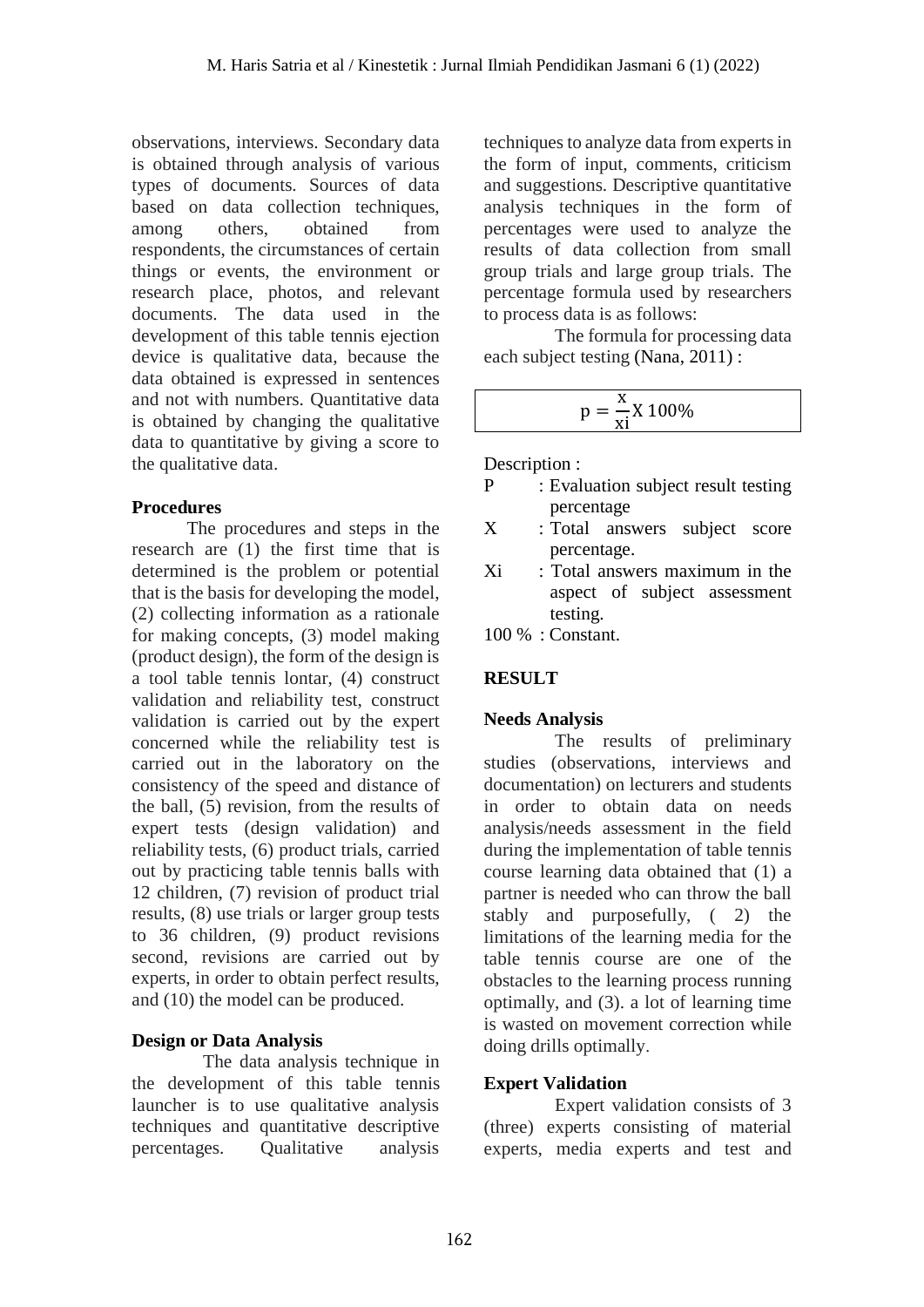observations, interviews. Secondary data is obtained through analysis of various types of documents. Sources of data based on data collection techniques, among others, obtained from respondents, the circumstances of certain things or events, the environment or research place, photos, and relevant documents. The data used in the development of this table tennis ejection device is qualitative data, because the data obtained is expressed in sentences and not with numbers. Quantitative data is obtained by changing the qualitative data to quantitative by giving a score to the qualitative data.

**Procedures**

The procedures and steps in the research are (1) the first time that is determined is the problem or potential that is the basis for developing the model, (2) collecting information as a rationale for making concepts, (3) model making (product design), the form of the design is a tool table tennis lontar, (4) construct validation and reliability test, construct validation is carried out by the expert concerned while the reliability test is carried out in the laboratory on the consistency of the speed and distance of the ball, (5) revision, from the results of expert tests (design validation) and reliability tests, (6) product trials, carried out by practicing table tennis balls with 12 children, (7) revision of product trial results, (8) use trials or larger group tests to 36 children, (9) product revisions second, revisions are carried out by experts, in order to obtain perfect results, and (10) the model can be produced.

**Design or Data Analysis**

The data analysis technique in the development of this table tennis launcher is to use qualitative analysis techniques and quantitative descriptive percentages. Qualitative analysis techniques to analyze data from experts in the form of input, comments, criticism and suggestions. Descriptive quantitative analysis techniques in the form of percentages were used to analyze the results of data collection from small group trials and large group trials. The percentage formula used by researchers to process data is as follows:

The formula for processing data each subject testing (Nana, 2011) :

$$p = \frac{x}{xi} X\ 100\%$$

Description :

- P : Evaluation subject result testing percentage
- X : Total answers subject score percentage.
- Xi : Total answers maximum in the aspect of subject assessment testing.
- 100 % : Constant.

## RESULT

**Needs Analysis**

The results of preliminary studies (observations, interviews and documentation) on lecturers and students in order to obtain data on needs analysis/needs assessment in the field during the implementation of table tennis course learning data obtained that (1) a partner is needed who can throw the ball stably and purposefully, ( 2) the limitations of the learning media for the table tennis course are one of the obstacles to the learning process running optimally, and (3). a lot of learning time is wasted on movement correction while doing drills optimally.

**Expert Validation**

Expert validation consists of 3 (three) experts consisting of material experts, media experts and test and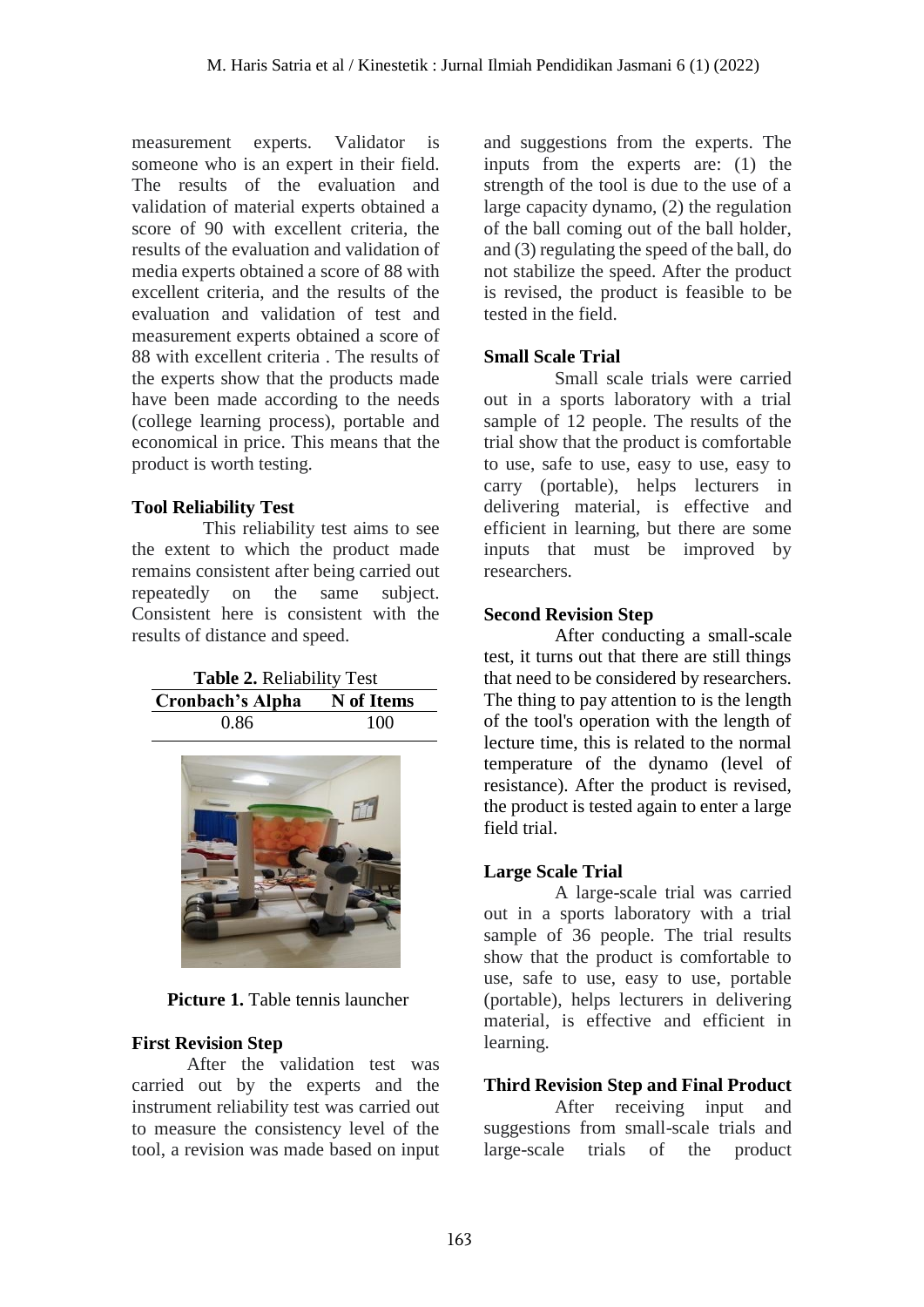measurement experts. Validator is someone who is an expert in their field. The results of the evaluation and validation of material experts obtained a score of 90 with excellent criteria, the results of the evaluation and validation of media experts obtained a score of 88 with excellent criteria, and the results of the evaluation and validation of test and measurement experts obtained a score of 88 with excellent criteria . The results of the experts show that the products made have been made according to the needs (college learning process), portable and economical in price. This means that the product is worth testing.

### Tool Reliability Test

This reliability test aims to see the extent to which the product made remains consistent after being carried out repeatedly on the same subject. Consistent here is consistent with the results of distance and speed.

**Table 2.** Reliability Test

| Cronbach's Alpha | N of Items |
|---|---|
| 0.86 | 100 |

**Picture 1.** Table tennis launcher

### First Revision Step

After the validation test was carried out by the experts and the instrument reliability test was carried out to measure the consistency level of the tool, a revision was made based on input and suggestions from the experts. The inputs from the experts are: (1) the strength of the tool is due to the use of a large capacity dynamo, (2) the regulation of the ball coming out of the ball holder, and (3) regulating the speed of the ball, do not stabilize the speed. After the product is revised, the product is feasible to be tested in the field.

### Small Scale Trial

Small scale trials were carried out in a sports laboratory with a trial sample of 12 people. The results of the trial show that the product is comfortable to use, safe to use, easy to use, easy to carry (portable), helps lecturers in delivering material, is effective and efficient in learning, but there are some inputs that must be improved by researchers.

### Second Revision Step

After conducting a small-scale test, it turns out that there are still things that need to be considered by researchers. The thing to pay attention to is the length of the tool's operation with the length of lecture time, this is related to the normal temperature of the dynamo (level of resistance). After the product is revised, the product is tested again to enter a large field trial.

### Large Scale Trial

A large-scale trial was carried out in a sports laboratory with a trial sample of 36 people. The trial results show that the product is comfortable to use, safe to use, easy to use, portable (portable), helps lecturers in delivering material, is effective and efficient in learning.

### Third Revision Step and Final Product

After receiving input and suggestions from small-scale trials and large-scale trials of the product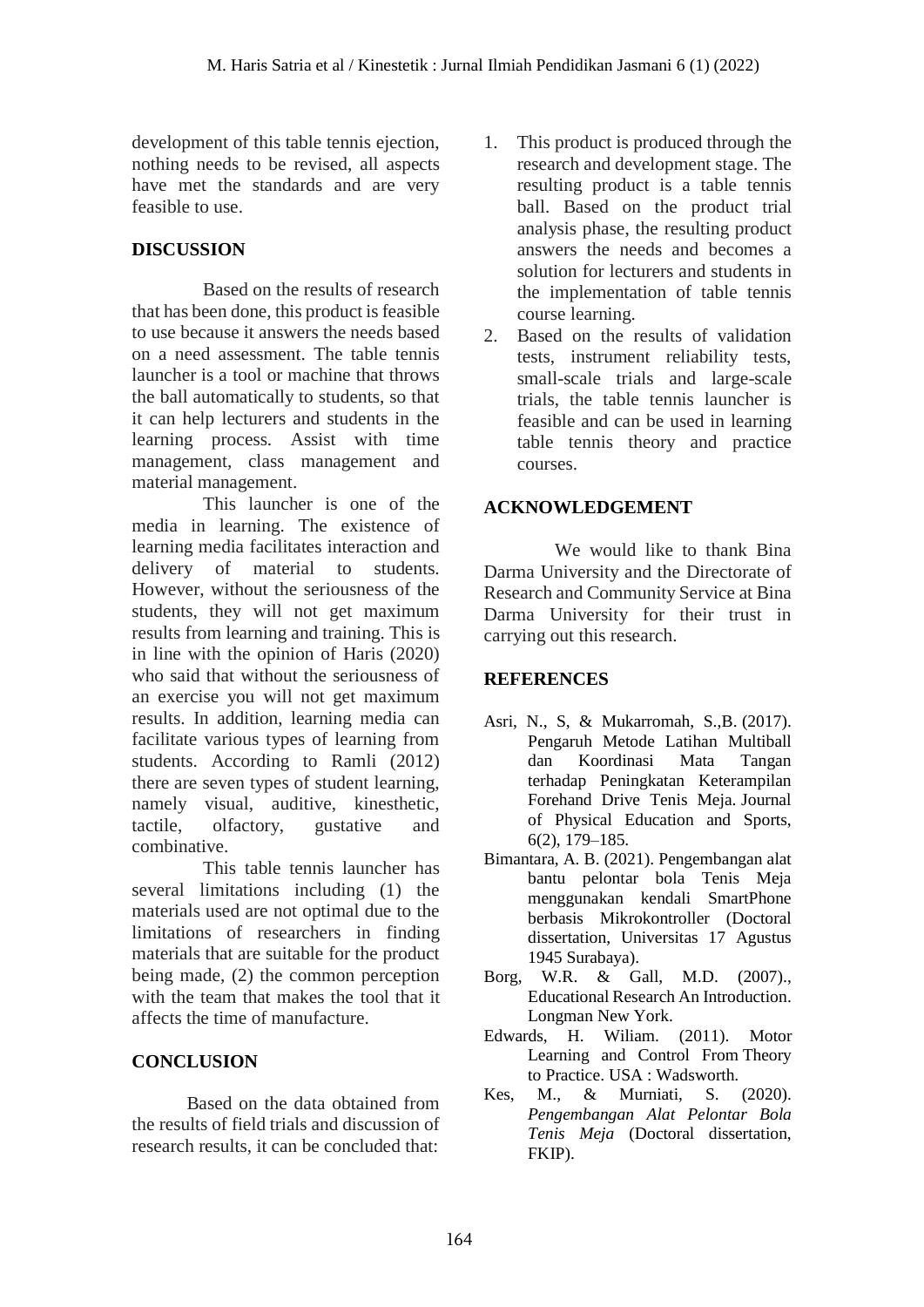development of this table tennis ejection, nothing needs to be revised, all aspects have met the standards and are very feasible to use.

## DISCUSSION

Based on the results of research that has been done, this product is feasible to use because it answers the needs based on a need assessment. The table tennis launcher is a tool or machine that throws the ball automatically to students, so that it can help lecturers and students in the learning process. Assist with time management, class management and material management.

This launcher is one of the media in learning. The existence of learning media facilitates interaction and delivery of material to students. However, without the seriousness of the students, they will not get maximum results from learning and training. This is in line with the opinion of Haris (2020) who said that without the seriousness of an exercise you will not get maximum results. In addition, learning media can facilitate various types of learning from students. According to Ramli (2012) there are seven types of student learning, namely visual, auditive, kinesthetic, tactile, olfactory, gustative and combinative.

This table tennis launcher has several limitations including (1) the materials used are not optimal due to the limitations of researchers in finding materials that are suitable for the product being made, (2) the common perception with the team that makes the tool that it affects the time of manufacture.

## CONCLUSION

Based on the data obtained from the results of field trials and discussion of research results, it can be concluded that:

1. This product is produced through the research and development stage. The resulting product is a table tennis ball. Based on the product trial analysis phase, the resulting product answers the needs and becomes a solution for lecturers and students in the implementation of table tennis course learning.
2. Based on the results of validation tests, instrument reliability tests, small-scale trials and large-scale trials, the table tennis launcher is feasible and can be used in learning table tennis theory and practice courses.

## ACKNOWLEDGEMENT

We would like to thank Bina Darma University and the Directorate of Research and Community Service at Bina Darma University for their trust in carrying out this research.

## REFERENCES

Asri, N., S, & Mukarromah, S.,B. (2017). Pengaruh Metode Latihan Multiball dan Koordinasi Mata Tangan terhadap Peningkatan Keterampilan Forehand Drive Tenis Meja. Journal of Physical Education and Sports, 6(2), 179–185.

Bimantara, A. B. (2021). Pengembangan alat bantu pelontar bola Tenis Meja menggunakan kendali SmartPhone berbasis Mikrokontroller (Doctoral dissertation, Universitas 17 Agustus 1945 Surabaya).

Borg, W.R. & Gall, M.D. (2007)., Educational Research An Introduction. Longman New York.

Edwards, H. Wiliam. (2011). Motor Learning and Control From Theory to Practice. USA : Wadsworth.

Kes, M., & Murniati, S. (2020). *Pengembangan Alat Pelontar Bola Tenis Meja* (Doctoral dissertation, FKIP).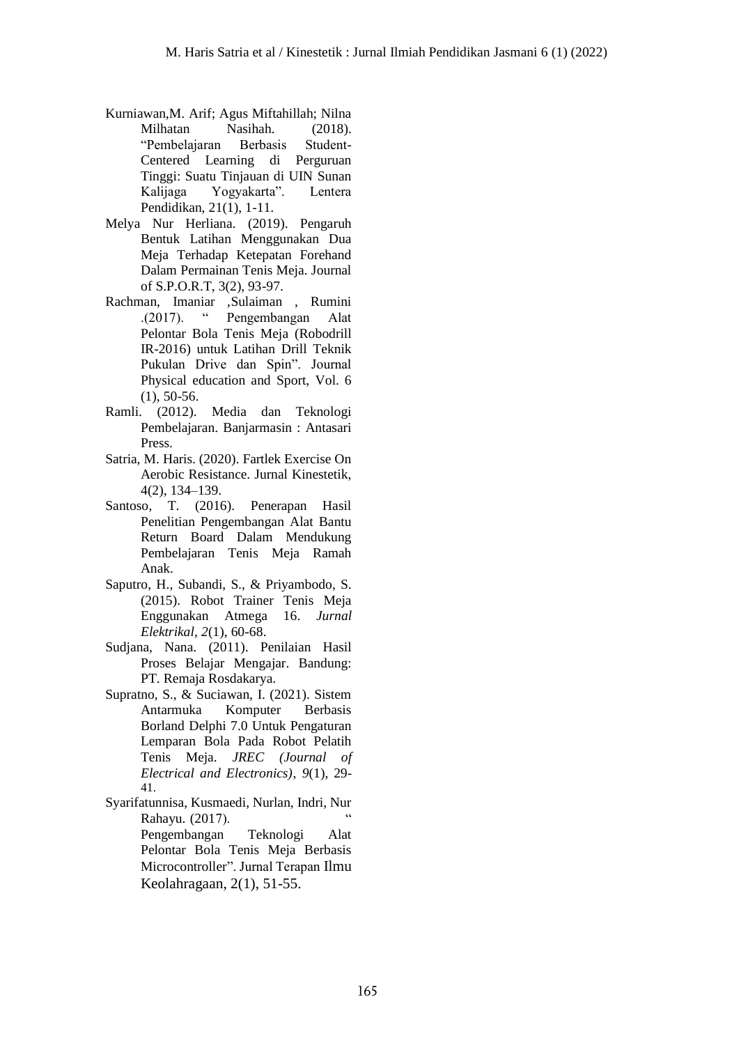Kurniawan,M. Arif; Agus Miftahillah; Nilna Milhatan Nasihah. (2018). "Pembelajaran Berbasis Student-Centered Learning di Perguruan Tinggi: Suatu Tinjauan di UIN Sunan Kalijaga Yogyakarta". Lentera Pendidikan, 21(1), 1-11.

Melya Nur Herliana. (2019). Pengaruh Bentuk Latihan Menggunakan Dua Meja Terhadap Ketepatan Forehand Dalam Permainan Tenis Meja. Journal of S.P.O.R.T, 3(2), 93-97.

Rachman, Imaniar ,Sulaiman , Rumini .(2017). " Pengembangan Alat Pelontar Bola Tenis Meja (Robodrill IR-2016) untuk Latihan Drill Teknik Pukulan Drive dan Spin". Journal Physical education and Sport, Vol. 6 (1), 50-56.

Ramli. (2012). Media dan Teknologi Pembelajaran. Banjarmasin : Antasari Press.

Satria, M. Haris. (2020). Fartlek Exercise On Aerobic Resistance. Jurnal Kinestetik, 4(2), 134–139.

Santoso, T. (2016). Penerapan Hasil Penelitian Pengembangan Alat Bantu Return Board Dalam Mendukung Pembelajaran Tenis Meja Ramah Anak.

Saputro, H., Subandi, S., & Priyambodo, S. (2015). Robot Trainer Tenis Meja Enggunakan Atmega 16. *Jurnal Elektrikal*, *2*(1), 60-68.

Sudjana, Nana. (2011). Penilaian Hasil Proses Belajar Mengajar. Bandung: PT. Remaja Rosdakarya.

Supratno, S., & Suciawan, I. (2021). Sistem Antarmuka Komputer Berbasis Borland Delphi 7.0 Untuk Pengaturan Lemparan Bola Pada Robot Pelatih Tenis Meja. *JREC (Journal of Electrical and Electronics)*, *9*(1), 29-41.

Syarifatunnisa, Kusmaedi, Nurlan, Indri, Nur Rahayu. (2017). " Pengembangan Teknologi Alat Pelontar Bola Tenis Meja Berbasis Microcontroller". Jurnal Terapan Ilmu Keolahragaan, 2(1), 51-55.